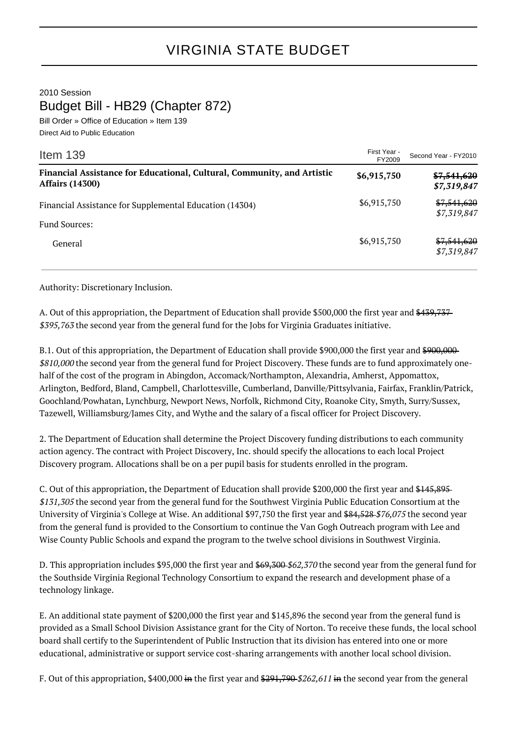# VIRGINIA STATE BUDGET

2010 Session

## Budget Bill - HB29 (Chapter 872)

Bill Order » Office of Education » Item 139

Direct Aid to Public Education

| Item 139 | First Year - FY2009 | Second Year - FY2010 |
|---|---|---|
| **Financial Assistance for Educational, Cultural, Community, and Artistic Affairs (14300)** | **$6,915,750** | ~~**$7,541,620**~~ ***$7,319,847*** |
| Financial Assistance for Supplemental Education (14304) | $6,915,750 | ~~$7,541,620~~ *$7,319,847* |
| Fund Sources: | | |
| General | $6,915,750 | ~~$7,541,620~~ *$7,319,847* |

Authority: Discretionary Inclusion.

A. Out of this appropriation, the Department of Education shall provide $500,000 the first year and ~~$439,737~~ *$395,763* the second year from the general fund for the Jobs for Virginia Graduates initiative.

B.1. Out of this appropriation, the Department of Education shall provide $900,000 the first year and ~~$900,000~~ *$810,000* the second year from the general fund for Project Discovery. These funds are to fund approximately one-half of the cost of the program in Abingdon, Accomack/Northampton, Alexandria, Amherst, Appomattox, Arlington, Bedford, Bland, Campbell, Charlottesville, Cumberland, Danville/Pittsylvania, Fairfax, Franklin/Patrick, Goochland/Powhatan, Lynchburg, Newport News, Norfolk, Richmond City, Roanoke City, Smyth, Surry/Sussex, Tazewell, Williamsburg/James City, and Wythe and the salary of a fiscal officer for Project Discovery.

2. The Department of Education shall determine the Project Discovery funding distributions to each community action agency. The contract with Project Discovery, Inc. should specify the allocations to each local Project Discovery program. Allocations shall be on a per pupil basis for students enrolled in the program.

C. Out of this appropriation, the Department of Education shall provide $200,000 the first year and ~~$145,895~~ *$131,305* the second year from the general fund for the Southwest Virginia Public Education Consortium at the University of Virginia's College at Wise. An additional $97,750 the first year and ~~$84,528~~ *$76,075* the second year from the general fund is provided to the Consortium to continue the Van Gogh Outreach program with Lee and Wise County Public Schools and expand the program to the twelve school divisions in Southwest Virginia.

D. This appropriation includes $95,000 the first year and ~~$69,300~~ *$62,370* the second year from the general fund for the Southside Virginia Regional Technology Consortium to expand the research and development phase of a technology linkage.

E. An additional state payment of $200,000 the first year and $145,896 the second year from the general fund is provided as a Small School Division Assistance grant for the City of Norton. To receive these funds, the local school board shall certify to the Superintendent of Public Instruction that its division has entered into one or more educational, administrative or support service cost-sharing arrangements with another local school division.

F. Out of this appropriation, $400,000 ~~in~~ the first year and ~~$291,790~~ *$262,611* ~~in~~ the second year from the general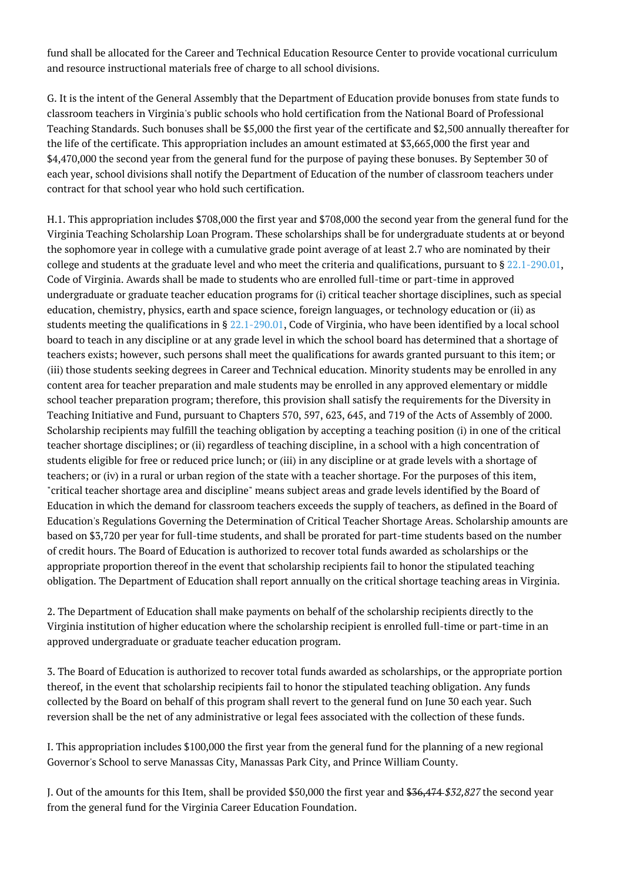fund shall be allocated for the Career and Technical Education Resource Center to provide vocational curriculum and resource instructional materials free of charge to all school divisions.

G. It is the intent of the General Assembly that the Department of Education provide bonuses from state funds to classroom teachers in Virginia's public schools who hold certification from the National Board of Professional Teaching Standards. Such bonuses shall be $5,000 the first year of the certificate and $2,500 annually thereafter for the life of the certificate. This appropriation includes an amount estimated at $3,665,000 the first year and $4,470,000 the second year from the general fund for the purpose of paying these bonuses. By September 30 of each year, school divisions shall notify the Department of Education of the number of classroom teachers under contract for that school year who hold such certification.

H.1. This appropriation includes $708,000 the first year and $708,000 the second year from the general fund for the Virginia Teaching Scholarship Loan Program. These scholarships shall be for undergraduate students at or beyond the sophomore year in college with a cumulative grade point average of at least 2.7 who are nominated by their college and students at the graduate level and who meet the criteria and qualifications, pursuant to § 22.1-290.01, Code of Virginia. Awards shall be made to students who are enrolled full-time or part-time in approved undergraduate or graduate teacher education programs for (i) critical teacher shortage disciplines, such as special education, chemistry, physics, earth and space science, foreign languages, or technology education or (ii) as students meeting the qualifications in § 22.1-290.01, Code of Virginia, who have been identified by a local school board to teach in any discipline or at any grade level in which the school board has determined that a shortage of teachers exists; however, such persons shall meet the qualifications for awards granted pursuant to this item; or (iii) those students seeking degrees in Career and Technical education. Minority students may be enrolled in any content area for teacher preparation and male students may be enrolled in any approved elementary or middle school teacher preparation program; therefore, this provision shall satisfy the requirements for the Diversity in Teaching Initiative and Fund, pursuant to Chapters 570, 597, 623, 645, and 719 of the Acts of Assembly of 2000. Scholarship recipients may fulfill the teaching obligation by accepting a teaching position (i) in one of the critical teacher shortage disciplines; or (ii) regardless of teaching discipline, in a school with a high concentration of students eligible for free or reduced price lunch; or (iii) in any discipline or at grade levels with a shortage of teachers; or (iv) in a rural or urban region of the state with a teacher shortage. For the purposes of this item, "critical teacher shortage area and discipline" means subject areas and grade levels identified by the Board of Education in which the demand for classroom teachers exceeds the supply of teachers, as defined in the Board of Education's Regulations Governing the Determination of Critical Teacher Shortage Areas. Scholarship amounts are based on $3,720 per year for full-time students, and shall be prorated for part-time students based on the number of credit hours. The Board of Education is authorized to recover total funds awarded as scholarships or the appropriate proportion thereof in the event that scholarship recipients fail to honor the stipulated teaching obligation. The Department of Education shall report annually on the critical shortage teaching areas in Virginia.

2. The Department of Education shall make payments on behalf of the scholarship recipients directly to the Virginia institution of higher education where the scholarship recipient is enrolled full-time or part-time in an approved undergraduate or graduate teacher education program.

3. The Board of Education is authorized to recover total funds awarded as scholarships, or the appropriate portion thereof, in the event that scholarship recipients fail to honor the stipulated teaching obligation. Any funds collected by the Board on behalf of this program shall revert to the general fund on June 30 each year. Such reversion shall be the net of any administrative or legal fees associated with the collection of these funds.

I. This appropriation includes $100,000 the first year from the general fund for the planning of a new regional Governor's School to serve Manassas City, Manassas Park City, and Prince William County.

J. Out of the amounts for this Item, shall be provided $50,000 the first year and ~~$36,474~~ *$32,827* the second year from the general fund for the Virginia Career Education Foundation.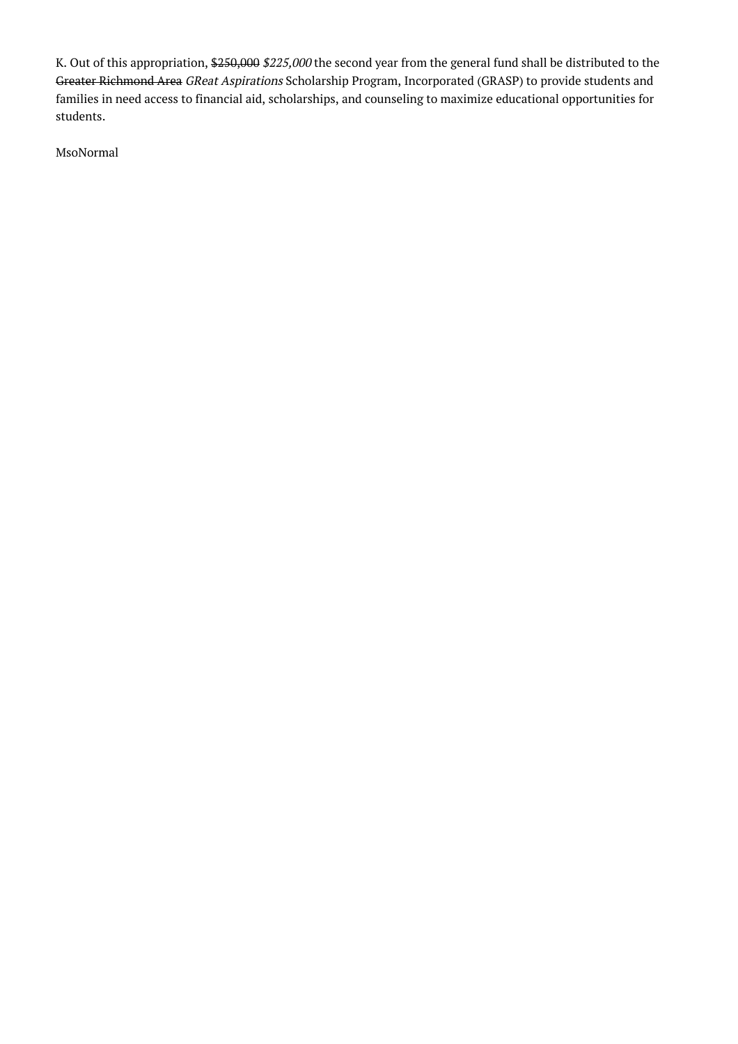K. Out of this appropriation, ~~$250,000~~ *$225,000* the second year from the general fund shall be distributed to the ~~Greater Richmond Area~~ *GReat Aspirations* Scholarship Program, Incorporated (GRASP) to provide students and families in need access to financial aid, scholarships, and counseling to maximize educational opportunities for students.

MsoNormal